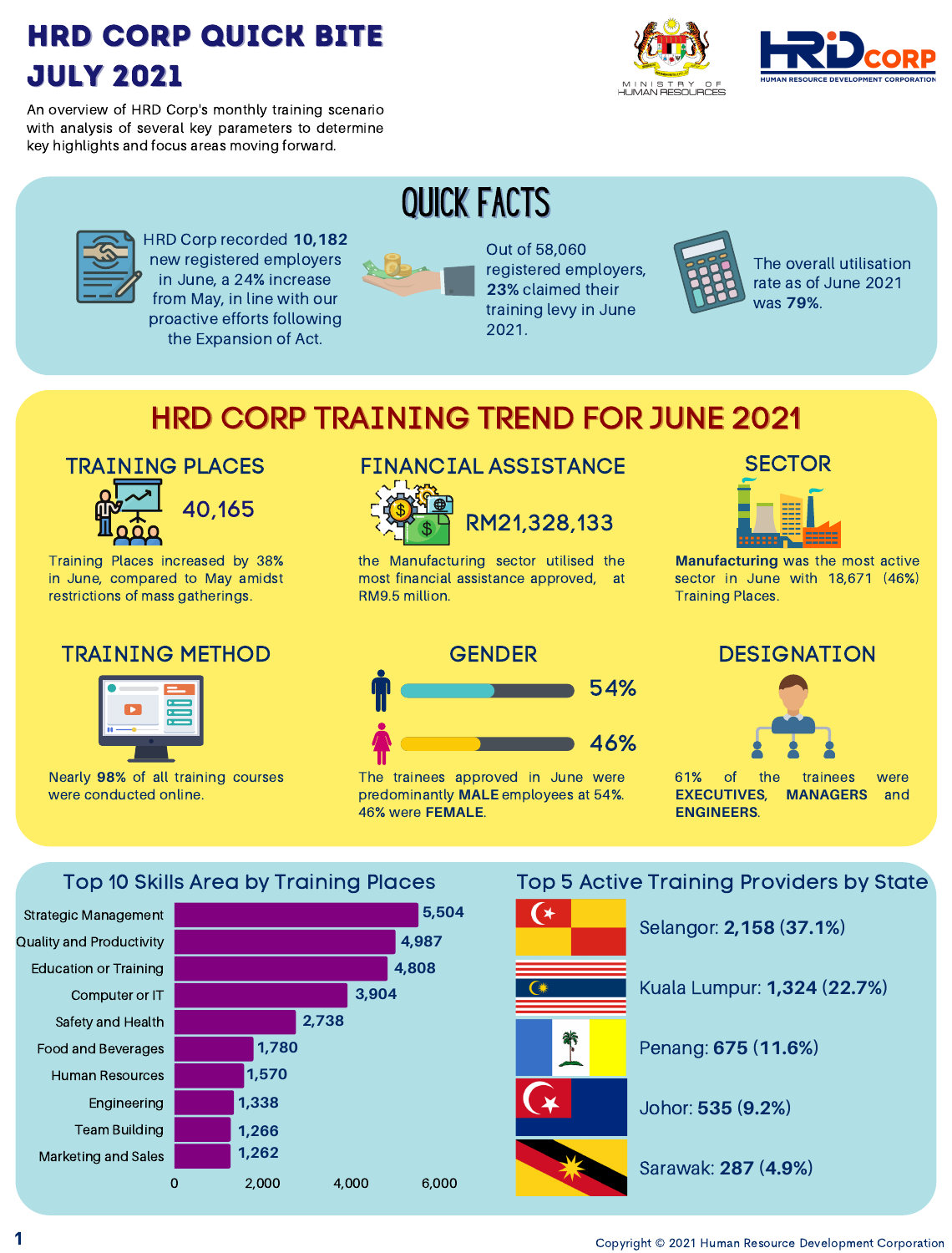# HRD CORP QUICK BITE JULY 2021

An overview of HRD Corp's monthly training scenario with analysis of several key parameters to determine key highlights and focus areas moving forward.

## QUICK FACTS

HRD Corp recorded **10,182** new registered employers in June, a 24% increase from May, in line with our proactive efforts following the Expansion of Act.

Out of 58,060 registered employers, **23%** claimed their training levy in June 2021.

The overall utilisation rate as of June 2021 was **79%**.

## HRD CORP TRAINING TREND FOR JUNE 2021

### TRAINING PLACES

40,165

Training Places increased by 38% in June, compared to May amidst restrictions of mass gatherings.

### FINANCIAL ASSISTANCE

RM21,328,133

the Manufacturing sector utilised the most financial assistance approved, at RM9.5 million.

### SECTOR

**Manufacturing** was the most active sector in June with 18,671 (46%) Training Places.

### TRAINING METHOD

Nearly **98%** of all training courses were conducted online.

### GENDER

Male: 54%

Female: 46%

The trainees approved in June were predominantly **MALE** employees at 54%. 46% were **FEMALE**.

### DESIGNATION

61% of the trainees were **EXECUTIVES, MANAGERS** and **ENGINEERS**.

## Top 10 Skills Area by Training Places

| Skills Area | Training Places |
|---|---|
| Strategic Management | 5,504 |
| Quality and Productivity | 4,987 |
| Education or Training | 4,808 |
| Computer or IT | 3,904 |
| Safety and Health | 2,738 |
| Food and Beverages | 1,780 |
| Human Resources | 1,570 |
| Engineering | 1,338 |
| Team Building | 1,266 |
| Marketing and Sales | 1,262 |

## Top 5 Active Training Providers by State

- Selangor: **2,158 (37.1%)**
- Kuala Lumpur: **1,324 (22.7%)**
- Penang: **675 (11.6%)**
- Johor: **535 (9.2%)**
- Sarawak: **287 (4.9%)**

Copyright © 2021 Human Resource Development Corporation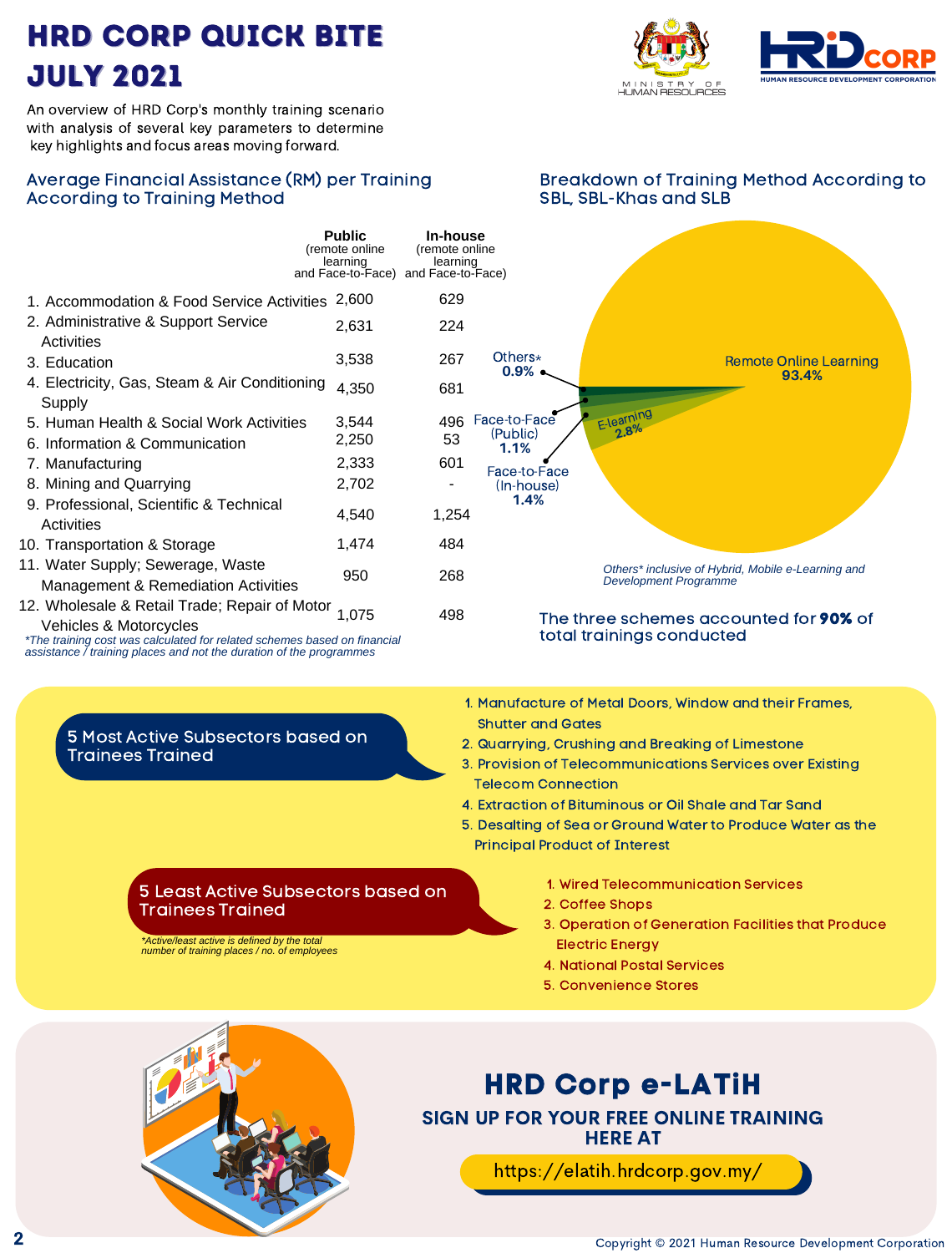# HRD CORP QUICK BITE JULY 2021

An overview of HRD Corp's monthly training scenario with analysis of several key parameters to determine key highlights and focus areas moving forward.

## Average Financial Assistance (RM) per Training According to Training Method

| | Public (remote online learning and Face-to-Face) | In-house (remote online learning and Face-to-Face) |
|---|---|---|
| 1. Accommodation & Food Service Activities | 2,600 | 629 |
| 2. Administrative & Support Service Activities | 2,631 | 224 |
| 3. Education | 3,538 | 267 |
| 4. Electricity, Gas, Steam & Air Conditioning Supply | 4,350 | 681 |
| 5. Human Health & Social Work Activities | 3,544 | 496 |
| 6. Information & Communication | 2,250 | 53 |
| 7. Manufacturing | 2,333 | 601 |
| 8. Mining and Quarrying | 2,702 | - |
| 9. Professional, Scientific & Technical Activities | 4,540 | 1,254 |
| 10. Transportation & Storage | 1,474 | 484 |
| 11. Water Supply; Sewerage, Waste Management & Remediation Activities | 950 | 268 |
| 12. Wholesale & Retail Trade; Repair of Motor Vehicles & Motorcycles | 1,075 | 498 |

*The training cost was calculated for related schemes based on financial assistance / training places and not the duration of the programmes*

## Breakdown of Training Method According to SBL, SBL-Khas and SLB

Remote Online Learning
93.4%

E-learning
2.8%

Face-to-Face (In-house)
1.4%

Face-to-Face (Public)
1.1%

Others*
0.9%

*Others* inclusive of Hybrid, Mobile e-Learning and Development Programme*

The three schemes accounted for **90%** of total trainings conducted

### 5 Most Active Subsectors based on Trainees Trained

1. Manufacture of Metal Doors, Window and their Frames, Shutter and Gates
2. Quarrying, Crushing and Breaking of Limestone
3. Provision of Telecommunications Services over Existing Telecom Connection
4. Extraction of Bituminous or Oil Shale and Tar Sand
5. Desalting of Sea or Ground Water to Produce Water as the Principal Product of Interest

### 5 Least Active Subsectors based on Trainees Trained

1. Wired Telecommunication Services
2. Coffee Shops
3. Operation of Generation Facilities that Produce Electric Energy
4. National Postal Services
5. Convenience Stores

*Active/least active is defined by the total number of training places / no. of employees*

## HRD Corp e-LATiH

**SIGN UP FOR YOUR FREE ONLINE TRAINING HERE AT**

https://elatih.hrdcorp.gov.my/

Copyright © 2021 Human Resource Development Corporation